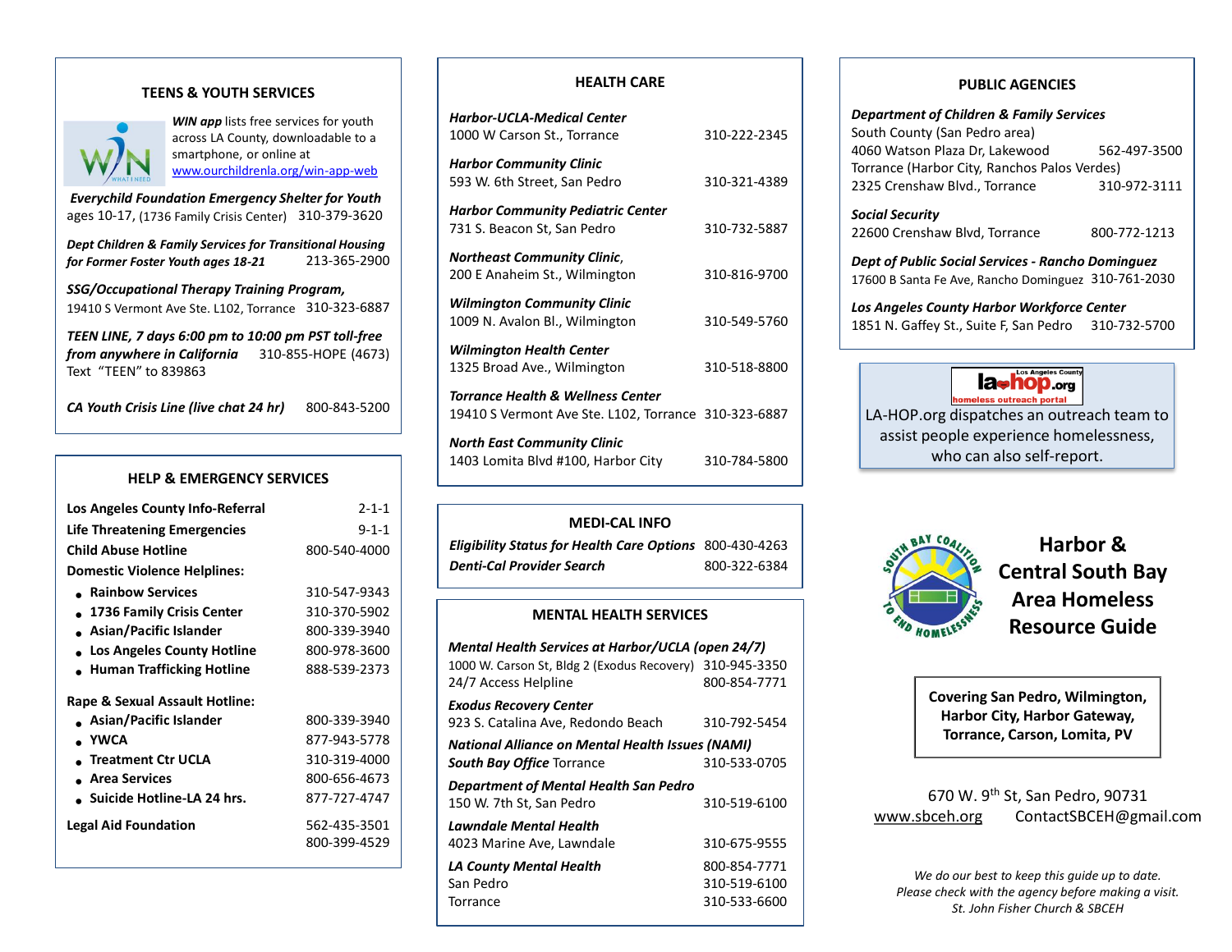## TEENS & YOUTH SERVICES

***WIN app*** lists free services for youth across LA County, downloadable to a smartphone, or online at www.ourchildrenla.org/win-app-web

***Everychild Foundation Emergency Shelter for Youth*** ages 10-17, (1736 Family Crisis Center) 310-379-3620

***Dept Children & Family Services for Transitional Housing for Former Foster Youth ages 18-21*** 213-365-2900

***SSG/Occupational Therapy Training Program,*** 19410 S Vermont Ave Ste. L102, Torrance 310-323-6887

***TEEN LINE, 7 days 6:00 pm to 10:00 pm PST toll-free from anywhere in California*** 310-855-HOPE (4673)
Text "TEEN" to 839863

***CA Youth Crisis Line (live chat 24 hr)*** 800-843-5200

## HELP & EMERGENCY SERVICES

| | |
|---|---|
| **Los Angeles County Info-Referral** | 2-1-1 |
| **Life Threatening Emergencies** | 9-1-1 |
| **Child Abuse Hotline** | 800-540-4000 |
| **Domestic Violence Helplines:** | |
| • **Rainbow Services** | 310-547-9343 |
| • **1736 Family Crisis Center** | 310-370-5902 |
| • **Asian/Pacific Islander** | 800-339-3940 |
| • **Los Angeles County Hotline** | 800-978-3600 |
| • **Human Trafficking Hotline** | 888-539-2373 |
| **Rape & Sexual Assault Hotline:** | |
| • **Asian/Pacific Islander** | 800-339-3940 |
| • **YWCA** | 877-943-5778 |
| • **Treatment Ctr UCLA** | 310-319-4000 |
| • **Area Services** | 800-656-4673 |
| • **Suicide Hotline-LA 24 hrs.** | 877-727-4747 |
| **Legal Aid Foundation** | 562-435-3501<br>800-399-4529 |

## HEALTH CARE

***Harbor-UCLA-Medical Center***
1000 W Carson St., Torrance 310-222-2345

***Harbor Community Clinic***
593 W. 6th Street, San Pedro 310-321-4389

***Harbor Community Pediatric Center***
731 S. Beacon St, San Pedro 310-732-5887

***Northeast Community Clinic***,
200 E Anaheim St., Wilmington 310-816-9700

***Wilmington Community Clinic***
1009 N. Avalon Bl., Wilmington 310-549-5760

***Wilmington Health Center***
1325 Broad Ave., Wilmington 310-518-8800

***Torrance Health & Wellness Center***
19410 S Vermont Ave Ste. L102, Torrance 310-323-6887

***North East Community Clinic***
1403 Lomita Blvd #100, Harbor City 310-784-5800

## MEDI-CAL INFO

***Eligibility Status for Health Care Options*** 800-430-4263
***Denti-Cal Provider Search*** 800-322-6384

## MENTAL HEALTH SERVICES

***Mental Health Services at Harbor/UCLA (open 24/7)***
1000 W. Carson St, Bldg 2 (Exodus Recovery) 310-945-3350
24/7 Access Helpline 800-854-7771

***Exodus Recovery Center***
923 S. Catalina Ave, Redondo Beach 310-792-5454

***National Alliance on Mental Health Issues (NAMI) South Bay Office*** Torrance 310-533-0705

***Department of Mental Health San Pedro***
150 W. 7th St, San Pedro 310-519-6100

***Lawndale Mental Health***
4023 Marine Ave, Lawndale 310-675-9555

***LA County Mental Health*** 800-854-7771
San Pedro 310-519-6100
Torrance 310-533-6600

## PUBLIC AGENCIES

***Department of Children & Family Services***
South County (San Pedro area)
4060 Watson Plaza Dr, Lakewood 562-497-3500
Torrance (Harbor City, Ranchos Palos Verdes)
2325 Crenshaw Blvd., Torrance 310-972-3111

***Social Security***
22600 Crenshaw Blvd, Torrance 800-772-1213

***Dept of Public Social Services - Rancho Dominguez***
17600 B Santa Fe Ave, Rancho Dominguez 310-761-2030

***Los Angeles County Harbor Workforce Center***
1851 N. Gaffey St., Suite F, San Pedro 310-732-5700

LA-HOP.org dispatches an outreach team to assist people experience homelessness, who can also self-report.

# Harbor & Central South Bay Area Homeless Resource Guide

**Covering San Pedro, Wilmington, Harbor City, Harbor Gateway, Torrance, Carson, Lomita, PV**

670 W. 9th St, San Pedro, 90731
www.sbceh.org ContactSBCEH@gmail.com

*We do our best to keep this guide up to date. Please check with the agency before making a visit.*
*St. John Fisher Church & SBCEH*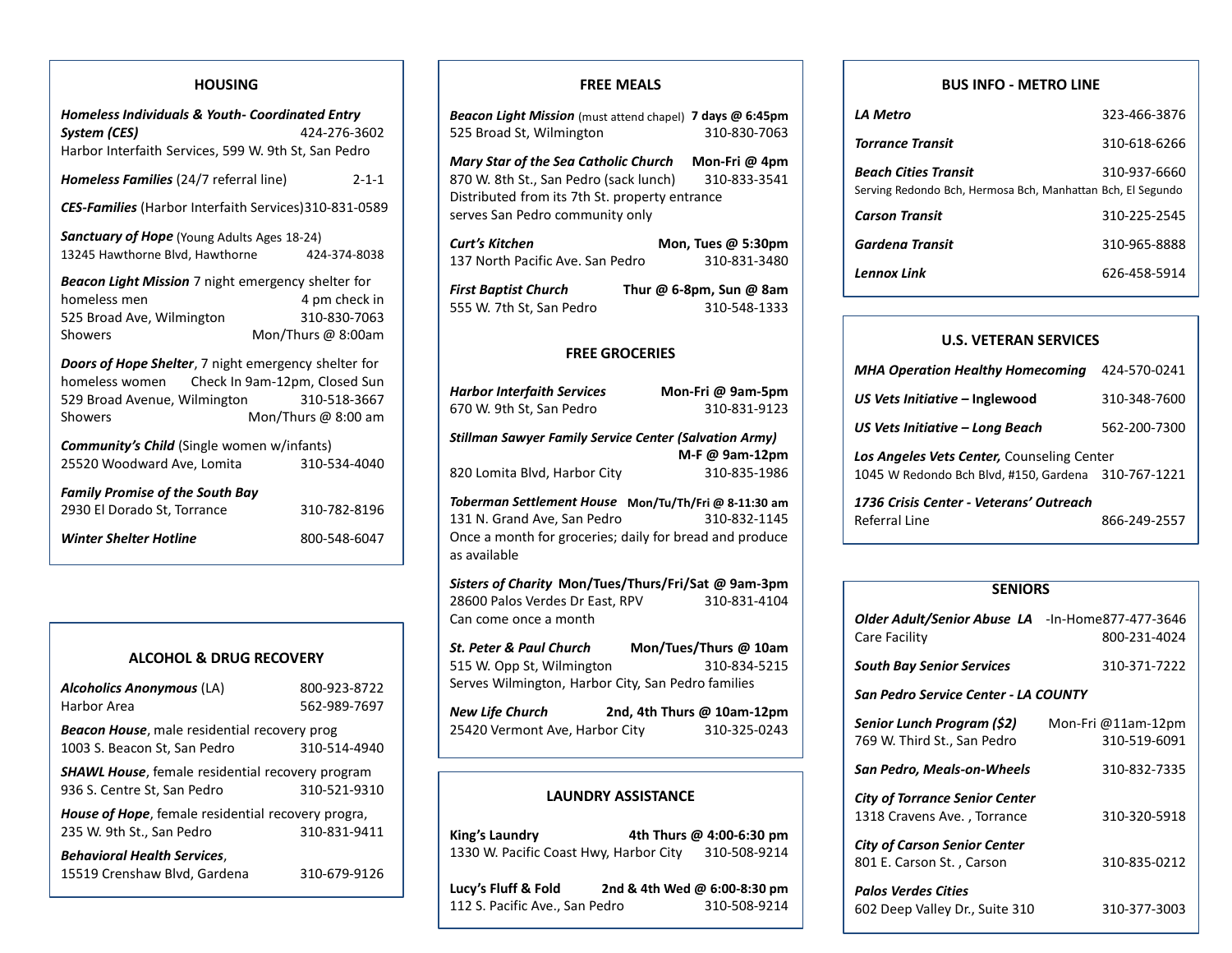## HOUSING

***Homeless Individuals & Youth- Coordinated Entry System (CES)*** 424-276-3602
Harbor Interfaith Services, 599 W. 9th St, San Pedro

***Homeless Families*** (24/7 referral line) 2-1-1

***CES-Families*** (Harbor Interfaith Services) 310-831-0589

***Sanctuary of Hope*** (Young Adults Ages 18-24)
13245 Hawthorne Blvd, Hawthorne 424-374-8038

***Beacon Light Mission*** 7 night emergency shelter for homeless men 4 pm check in
525 Broad Ave, Wilmington 310-830-7063
Showers Mon/Thurs @ 8:00am

***Doors of Hope Shelter***, 7 night emergency shelter for homeless women Check In 9am-12pm, Closed Sun
529 Broad Avenue, Wilmington 310-518-3667
Showers Mon/Thurs @ 8:00 am

***Community's Child*** (Single women w/infants)
25520 Woodward Ave, Lomita 310-534-4040

***Family Promise of the South Bay***
2930 El Dorado St, Torrance 310-782-8196

***Winter Shelter Hotline*** 800-548-6047

## ALCOHOL & DRUG RECOVERY

***Alcoholics Anonymous*** (LA) 800-923-8722
Harbor Area 562-989-7697

***Beacon House***, male residential recovery prog
1003 S. Beacon St, San Pedro 310-514-4940

***SHAWL House***, female residential recovery program
936 S. Centre St, San Pedro 310-521-9310

***House of Hope***, female residential recovery progra,
235 W. 9th St., San Pedro 310-831-9411

***Behavioral Health Services***,
15519 Crenshaw Blvd, Gardena 310-679-9126

## FREE MEALS

***Beacon Light Mission*** (must attend chapel) **7 days @ 6:45pm**
525 Broad St, Wilmington 310-830-7063

***Mary Star of the Sea Catholic Church*** **Mon-Fri @ 4pm**
870 W. 8th St., San Pedro (sack lunch) 310-833-3541
Distributed from its 7th St. property entrance serves San Pedro community only

***Curt's Kitchen*** **Mon, Tues @ 5:30pm**
137 North Pacific Ave. San Pedro 310-831-3480

***First Baptist Church*** **Thur @ 6-8pm, Sun @ 8am**
555 W. 7th St, San Pedro 310-548-1333

## FREE GROCERIES

***Harbor Interfaith Services*** **Mon-Fri @ 9am-5pm**
670 W. 9th St, San Pedro 310-831-9123

***Stillman Sawyer Family Service Center (Salvation Army)*** **M-F @ 9am-12pm**
820 Lomita Blvd, Harbor City 310-835-1986

***Toberman Settlement House*** **Mon/Tu/Th/Fri @ 8-11:30 am**
131 N. Grand Ave, San Pedro 310-832-1145
Once a month for groceries; daily for bread and produce as available

***Sisters of Charity*** **Mon/Tues/Thurs/Fri/Sat @ 9am-3pm**
28600 Palos Verdes Dr East, RPV 310-831-4104
Can come once a month

***St. Peter & Paul Church*** **Mon/Tues/Thurs @ 10am**
515 W. Opp St, Wilmington 310-834-5215
Serves Wilmington, Harbor City, San Pedro families

***New Life Church*** **2nd, 4th Thurs @ 10am-12pm**
25420 Vermont Ave, Harbor City 310-325-0243

## LAUNDRY ASSISTANCE

**King's Laundry** **4th Thurs @ 4:00-6:30 pm**
1330 W. Pacific Coast Hwy, Harbor City 310-508-9214

**Lucy's Fluff & Fold** **2nd & 4th Wed @ 6:00-8:30 pm**
112 S. Pacific Ave., San Pedro 310-508-9214

## BUS INFO - METRO LINE

***LA Metro*** 323-466-3876

***Torrance Transit*** 310-618-6266

***Beach Cities Transit*** 310-937-6660
Serving Redondo Bch, Hermosa Bch, Manhattan Bch, El Segundo

***Carson Transit*** 310-225-2545

***Gardena Transit*** 310-965-8888

***Lennox Link*** 626-458-5914

## U.S. VETERAN SERVICES

***MHA Operation Healthy Homecoming*** 424-570-0241

***US Vets Initiative* – Inglewood** 310-348-7600

***US Vets Initiative – Long Beach*** 562-200-7300

***Los Angeles Vets Center,*** Counseling Center
1045 W Redondo Bch Blvd, #150, Gardena 310-767-1221

***1736 Crisis Center - Veterans' Outreach***
Referral Line 866-249-2557

## SENIORS

***Older Adult/Senior Abuse LA*** -In-Home 877-477-3646
Care Facility 800-231-4024

***South Bay Senior Services*** 310-371-7222

***San Pedro Service Center - LA COUNTY***

***Senior Lunch Program ($2)*** Mon-Fri @11am-12pm
769 W. Third St., San Pedro 310-519-6091

***San Pedro, Meals-on-Wheels*** 310-832-7335

***City of Torrance Senior Center***
1318 Cravens Ave. , Torrance 310-320-5918

***City of Carson Senior Center***
801 E. Carson St. , Carson 310-835-0212

***Palos Verdes Cities***
602 Deep Valley Dr., Suite 310 310-377-3003